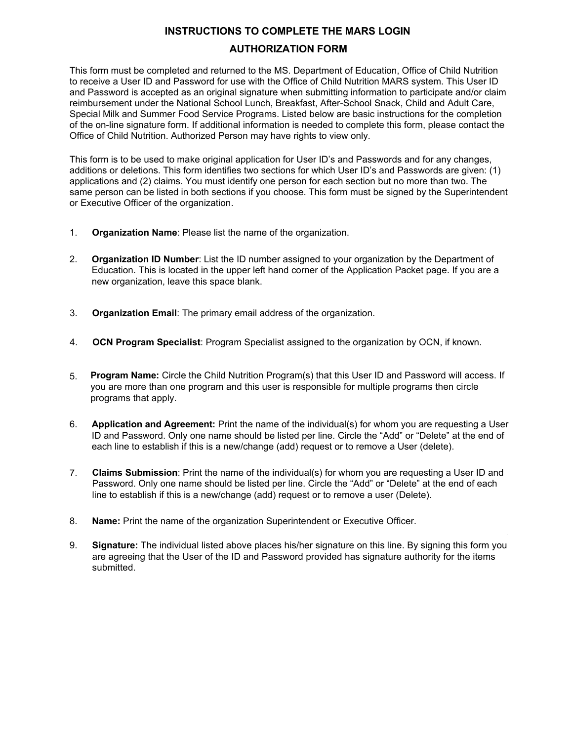# INSTRUCTIONS TO COMPLETE THE MARS LOGIN AUTHORIZATION FORM

This form must be completed and returned to the MS. Department of Education, Office of Child Nutrition to receive a User ID and Password for use with the Office of Child Nutrition MARS system. This User ID and Password is accepted as an original signature when submitting information to participate and/or claim reimbursement under the National School Lunch, Breakfast, After-School Snack, Child and Adult Care, Special Milk and Summer Food Service Programs. Listed below are basic instructions for the completion of the on-line signature form. If additional information is needed to complete this form, please contact the Office of Child Nutrition. Authorized Person may have rights to view only.

This form is to be used to make original application for User ID's and Passwords and for any changes, additions or deletions. This form identifies two sections for which User ID's and Passwords are given: (1) applications and (2) claims. You must identify one person for each section but no more than two. The same person can be listed in both sections if you choose. This form must be signed by the Superintendent or Executive Officer of the organization.

1. **Organization Name**: Please list the name of the organization.

2. **Organization ID Number**: List the ID number assigned to your organization by the Department of Education. This is located in the upper left hand corner of the Application Packet page. If you are a new organization, leave this space blank.

3. **Organization Email**: The primary email address of the organization.

4. **OCN Program Specialist**: Program Specialist assigned to the organization by OCN, if known.

5. **Program Name:** Circle the Child Nutrition Program(s) that this User ID and Password will access. If you are more than one program and this user is responsible for multiple programs then circle programs that apply.

6. **Application and Agreement:** Print the name of the individual(s) for whom you are requesting a User ID and Password. Only one name should be listed per line. Circle the "Add" or "Delete" at the end of each line to establish if this is a new/change (add) request or to remove a User (delete).

7. **Claims Submission**: Print the name of the individual(s) for whom you are requesting a User ID and Password. Only one name should be listed per line. Circle the "Add" or "Delete" at the end of each line to establish if this is a new/change (add) request or to remove a user (Delete).

8. **Name:** Print the name of the organization Superintendent or Executive Officer.

9. **Signature:** The individual listed above places his/her signature on this line. By signing this form you are agreeing that the User of the ID and Password provided has signature authority for the items submitted.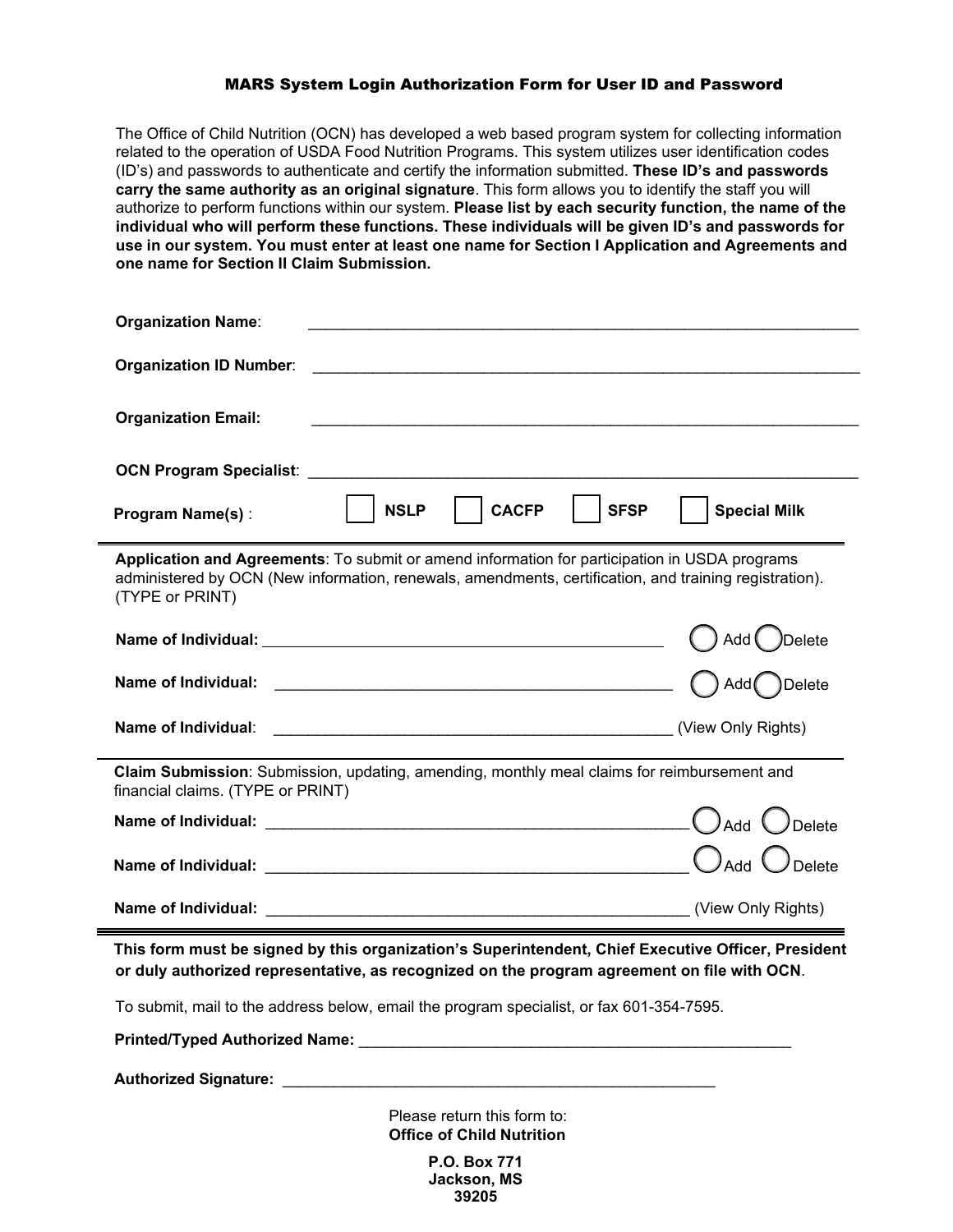## MARS System Login Authorization Form for User ID and Password

The Office of Child Nutrition (OCN) has developed a web based program system for collecting information related to the operation of USDA Food Nutrition Programs. This system utilizes user identification codes (ID's) and passwords to authenticate and certify the information submitted. **These ID's and passwords carry the same authority as an original signature**. This form allows you to identify the staff you will authorize to perform functions within our system. **Please list by each security function, the name of the individual who will perform these functions. These individuals will be given ID's and passwords for use in our system. You must enter at least one name for Section I Application and Agreements and one name for Section II Claim Submission.**

**Organization Name**: ____________________________________________

**Organization ID Number**: ____________________________________________

**Organization Email:** ____________________________________________

**OCN Program Specialist**: ____________________________________________

**Program Name(s)** : ☐ **NSLP** ☐ **CACFP** ☐ **SFSP** ☐ **Special Milk**

---

**Application and Agreements**: To submit or amend information for participation in USDA programs administered by OCN (New information, renewals, amendments, certification, and training registration). (TYPE or PRINT)

**Name of Individual:** ____________________________________________ ◯ Add ◯ Delete

**Name of Individual:** ____________________________________________ ◯ Add ◯ Delete

**Name of Individual**: ____________________________________________ (View Only Rights)

---

**Claim Submission**: Submission, updating, amending, monthly meal claims for reimbursement and financial claims. (TYPE or PRINT)

**Name of Individual:** ____________________________________________ ◯ Add ◯ Delete

**Name of Individual:** ____________________________________________ ◯ Add ◯ Delete

**Name of Individual:** ____________________________________________ (View Only Rights)

---

**This form must be signed by this organization's Superintendent, Chief Executive Officer, President or duly authorized representative, as recognized on the program agreement on file with OCN**.

To submit, mail to the address below, email the program specialist, or fax 601-354-7595.

**Printed/Typed Authorized Name:** ____________________________________________

**Authorized Signature:** ____________________________________________

Please return this form to:
**Office of Child Nutrition**

**P.O. Box 771**
**Jackson, MS**
**39205**